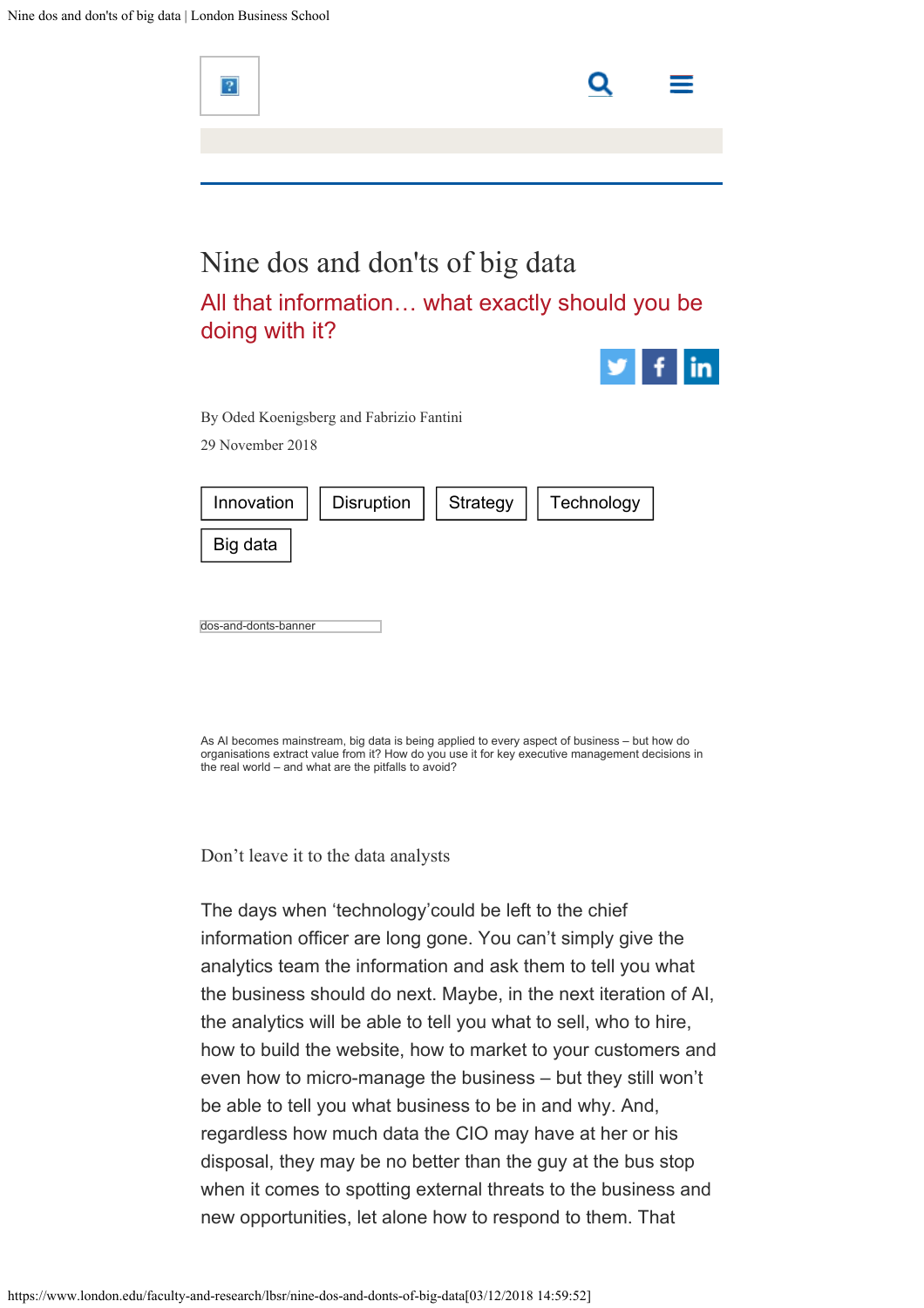# Nine dos and don'ts of big data

## All that information… what exactly should you be doing with it?

By Oded Koenigsberg and Fabrizio Fantini

29 November 2018

Innovation | Disruption | Strategy | Technology | Big data

dos-and-donts-banner

As AI becomes mainstream, big data is being applied to every aspect of business – but how do organisations extract value from it? How do you use it for key executive management decisions in the real world – and what are the pitfalls to avoid?

### Don't leave it to the data analysts

The days when 'technology'could be left to the chief information officer are long gone. You can't simply give the analytics team the information and ask them to tell you what the business should do next. Maybe, in the next iteration of AI, the analytics will be able to tell you what to sell, who to hire, how to build the website, how to market to your customers and even how to micro-manage the business – but they still won't be able to tell you what business to be in and why. And, regardless how much data the CIO may have at her or his disposal, they may be no better than the guy at the bus stop when it comes to spotting external threats to the business and new opportunities, let alone how to respond to them. That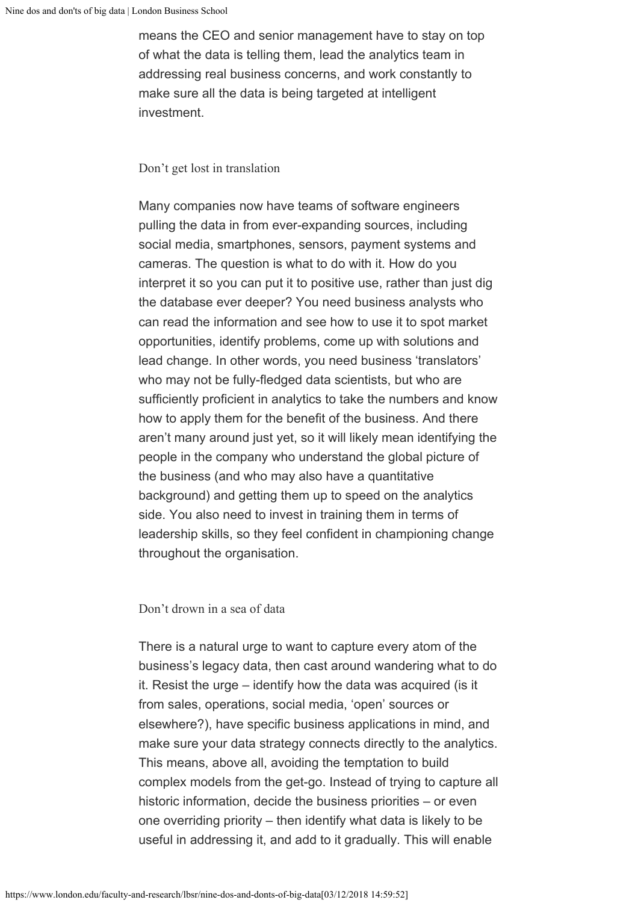means the CEO and senior management have to stay on top of what the data is telling them, lead the analytics team in addressing real business concerns, and work constantly to make sure all the data is being targeted at intelligent investment.

## Don't get lost in translation

Many companies now have teams of software engineers pulling the data in from ever-expanding sources, including social media, smartphones, sensors, payment systems and cameras. The question is what to do with it. How do you interpret it so you can put it to positive use, rather than just dig the database ever deeper? You need business analysts who can read the information and see how to use it to spot market opportunities, identify problems, come up with solutions and lead change. In other words, you need business 'translators' who may not be fully-fledged data scientists, but who are sufficiently proficient in analytics to take the numbers and know how to apply them for the benefit of the business. And there aren't many around just yet, so it will likely mean identifying the people in the company who understand the global picture of the business (and who may also have a quantitative background) and getting them up to speed on the analytics side. You also need to invest in training them in terms of leadership skills, so they feel confident in championing change throughout the organisation.

## Don't drown in a sea of data

There is a natural urge to want to capture every atom of the business's legacy data, then cast around wandering what to do it. Resist the urge – identify how the data was acquired (is it from sales, operations, social media, 'open' sources or elsewhere?), have specific business applications in mind, and make sure your data strategy connects directly to the analytics. This means, above all, avoiding the temptation to build complex models from the get-go. Instead of trying to capture all historic information, decide the business priorities – or even one overriding priority – then identify what data is likely to be useful in addressing it, and add to it gradually. This will enable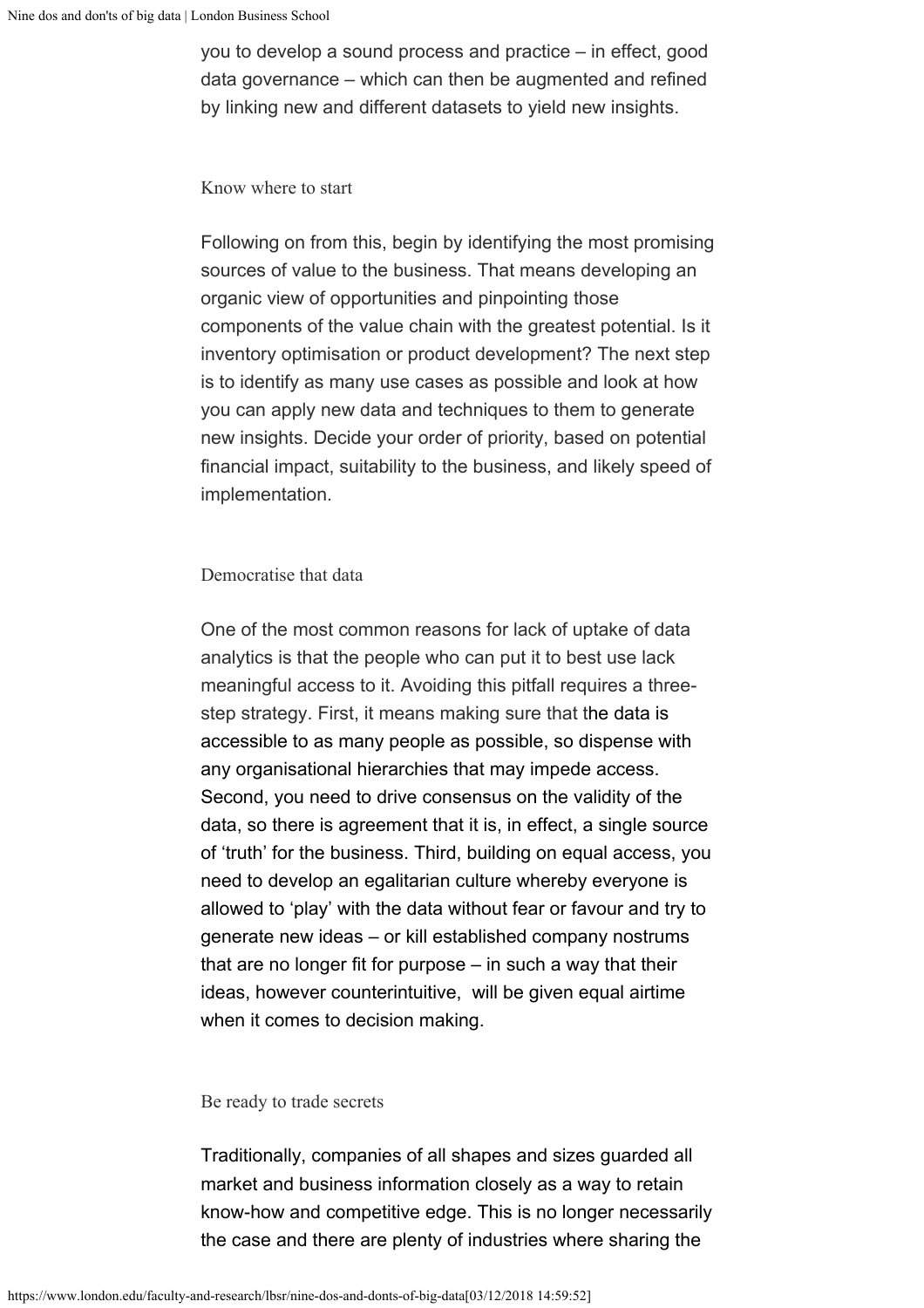you to develop a sound process and practice – in effect, good data governance – which can then be augmented and refined by linking new and different datasets to yield new insights.

### Know where to start

Following on from this, begin by identifying the most promising sources of value to the business. That means developing an organic view of opportunities and pinpointing those components of the value chain with the greatest potential. Is it inventory optimisation or product development? The next step is to identify as many use cases as possible and look at how you can apply new data and techniques to them to generate new insights. Decide your order of priority, based on potential financial impact, suitability to the business, and likely speed of implementation.

### Democratise that data

One of the most common reasons for lack of uptake of data analytics is that the people who can put it to best use lack meaningful access to it. Avoiding this pitfall requires a three-step strategy. First, it means making sure that the data is accessible to as many people as possible, so dispense with any organisational hierarchies that may impede access. Second, you need to drive consensus on the validity of the data, so there is agreement that it is, in effect, a single source of 'truth' for the business. Third, building on equal access, you need to develop an egalitarian culture whereby everyone is allowed to 'play' with the data without fear or favour and try to generate new ideas – or kill established company nostrums that are no longer fit for purpose – in such a way that their ideas, however counterintuitive, will be given equal airtime when it comes to decision making.

### Be ready to trade secrets

Traditionally, companies of all shapes and sizes guarded all market and business information closely as a way to retain know-how and competitive edge. This is no longer necessarily the case and there are plenty of industries where sharing the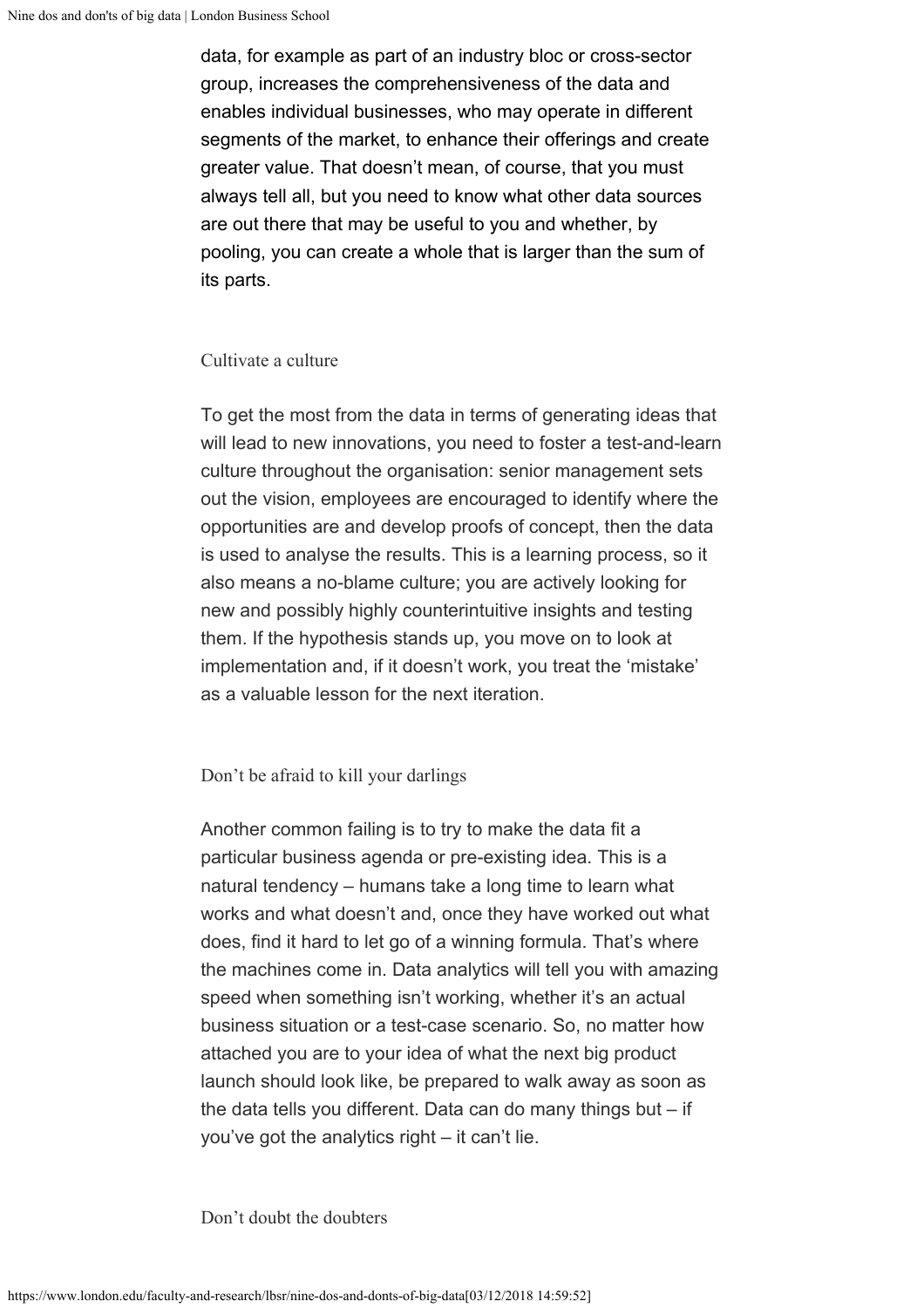data, for example as part of an industry bloc or cross-sector group, increases the comprehensiveness of the data and enables individual businesses, who may operate in different segments of the market, to enhance their offerings and create greater value. That doesn't mean, of course, that you must always tell all, but you need to know what other data sources are out there that may be useful to you and whether, by pooling, you can create a whole that is larger than the sum of its parts.

### Cultivate a culture

To get the most from the data in terms of generating ideas that will lead to new innovations, you need to foster a test-and-learn culture throughout the organisation: senior management sets out the vision, employees are encouraged to identify where the opportunities are and develop proofs of concept, then the data is used to analyse the results. This is a learning process, so it also means a no-blame culture; you are actively looking for new and possibly highly counterintuitive insights and testing them. If the hypothesis stands up, you move on to look at implementation and, if it doesn't work, you treat the 'mistake' as a valuable lesson for the next iteration.

### Don't be afraid to kill your darlings

Another common failing is to try to make the data fit a particular business agenda or pre-existing idea. This is a natural tendency – humans take a long time to learn what works and what doesn't and, once they have worked out what does, find it hard to let go of a winning formula. That's where the machines come in. Data analytics will tell you with amazing speed when something isn't working, whether it's an actual business situation or a test-case scenario. So, no matter how attached you are to your idea of what the next big product launch should look like, be prepared to walk away as soon as the data tells you different. Data can do many things but – if you've got the analytics right – it can't lie.

### Don't doubt the doubters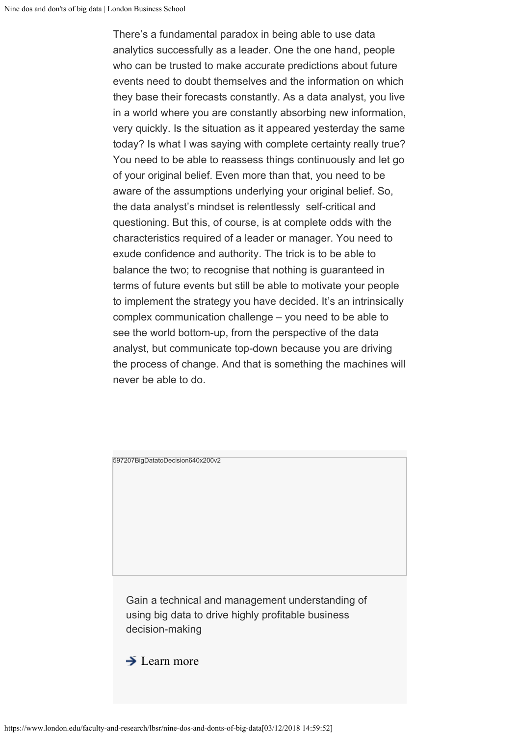There's a fundamental paradox in being able to use data analytics successfully as a leader. One the one hand, people who can be trusted to make accurate predictions about future events need to doubt themselves and the information on which they base their forecasts constantly. As a data analyst, you live in a world where you are constantly absorbing new information, very quickly. Is the situation as it appeared yesterday the same today? Is what I was saying with complete certainty really true? You need to be able to reassess things continuously and let go of your original belief. Even more than that, you need to be aware of the assumptions underlying your original belief. So, the data analyst's mindset is relentlessly self-critical and questioning. But this, of course, is at complete odds with the characteristics required of a leader or manager. You need to exude confidence and authority. The trick is to be able to balance the two; to recognise that nothing is guaranteed in terms of future events but still be able to motivate your people to implement the strategy you have decided. It's an intrinsically complex communication challenge – you need to be able to see the world bottom-up, from the perspective of the data analyst, but communicate top-down because you are driving the process of change. And that is something the machines will never be able to do.

597207BigDatatoDecision640x200v2

Gain a technical and management understanding of using big data to drive highly profitable business decision-making

Learn more